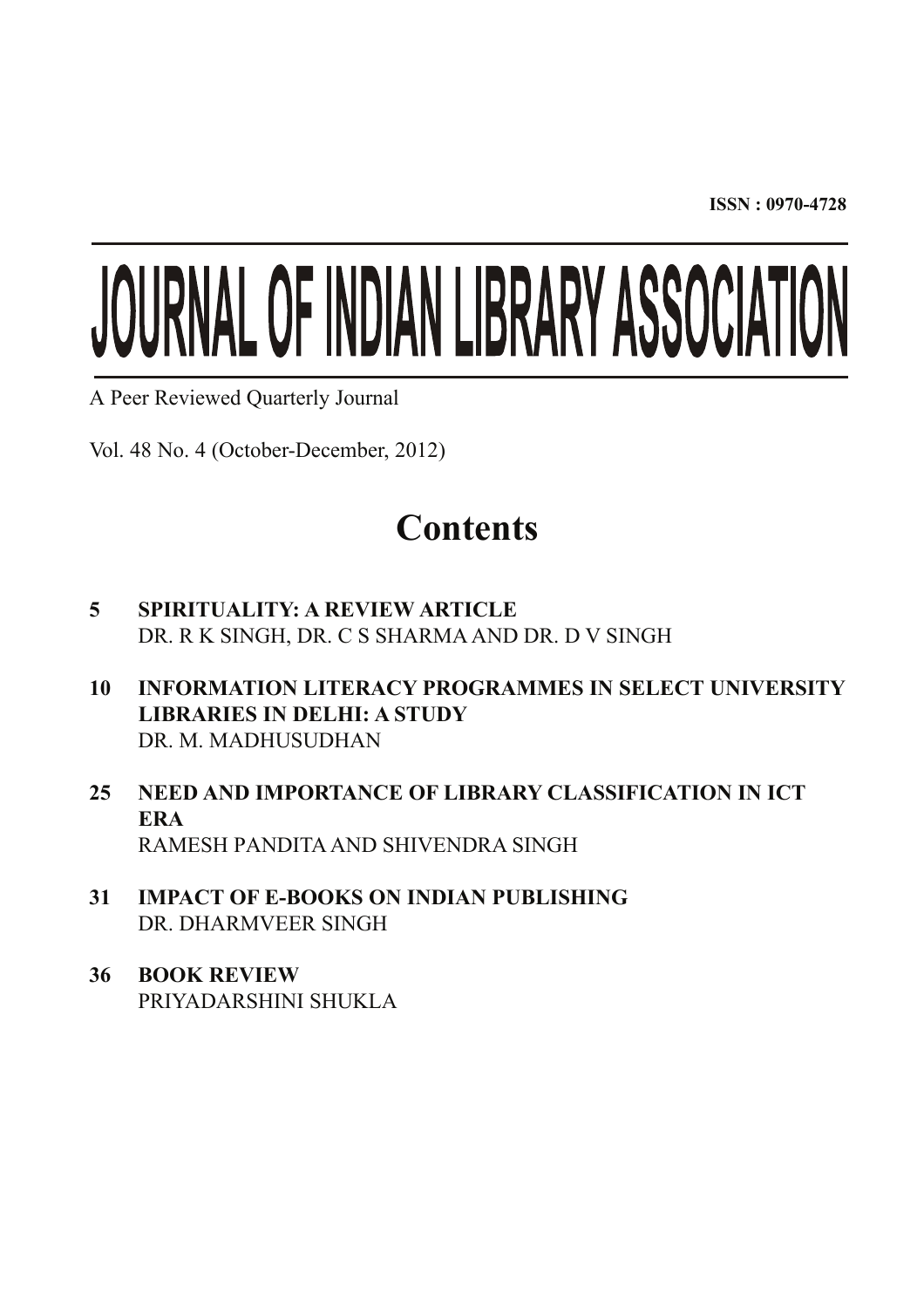**ISSN : 0970-4728**

# JOURNAL OF INDIAN LIBRARY ASSOCIATION

A Peer Reviewed Quarterly Journal

Vol. 48 No. 4 (October-December, 2012)

## Contents

**5 SPIRITUALITY: A REVIEW ARTICLE**
DR. R K SINGH, DR. C S SHARMA AND DR. D V SINGH

**10 INFORMATION LITERACY PROGRAMMES IN SELECT UNIVERSITY LIBRARIES IN DELHI: A STUDY**
DR. M. MADHUSUDHAN

**25 NEED AND IMPORTANCE OF LIBRARY CLASSIFICATION IN ICT ERA**
RAMESH PANDITA AND SHIVENDRA SINGH

**31 IMPACT OF E-BOOKS ON INDIAN PUBLISHING**
DR. DHARMVEER SINGH

**36 BOOK REVIEW**
PRIYADARSHINI SHUKLA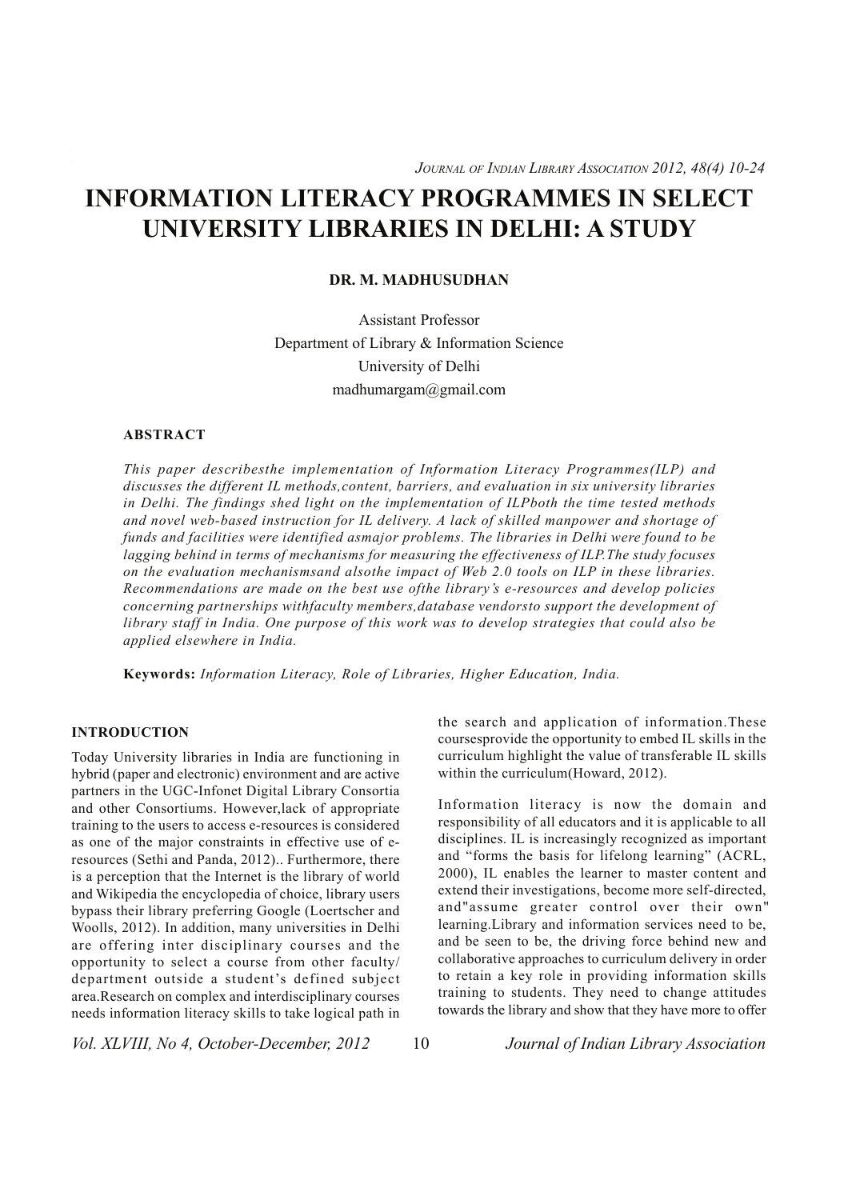# INFORMATION LITERACY PROGRAMMES IN SELECT UNIVERSITY LIBRARIES IN DELHI: A STUDY

**DR. M. MADHUSUDHAN**

Assistant Professor
Department of Library & Information Science
University of Delhi
madhumargam@gmail.com

**ABSTRACT**

*This paper describesthe implementation of Information Literacy Programmes(ILP) and discusses the different IL methods,content, barriers, and evaluation in six university libraries in Delhi. The findings shed light on the implementation of ILPboth the time tested methods and novel web-based instruction for IL delivery. A lack of skilled manpower and shortage of funds and facilities were identified asmajor problems. The libraries in Delhi were found to be lagging behind in terms of mechanisms for measuring the effectiveness of ILP.The study focuses on the evaluation mechanismsand alsothe impact of Web 2.0 tools on ILP in these libraries. Recommendations are made on the best use ofthe library's e-resources and develop policies concerning partnerships withfaculty members,database vendorsto support the development of library staff in India. One purpose of this work was to develop strategies that could also be applied elsewhere in India.*

**Keywords:** *Information Literacy, Role of Libraries, Higher Education, India.*

## INTRODUCTION

Today University libraries in India are functioning in hybrid (paper and electronic) environment and are active partners in the UGC-Infonet Digital Library Consortia and other Consortiums. However,lack of appropriate training to the users to access e-resources is considered as one of the major constraints in effective use of e-resources (Sethi and Panda, 2012).. Furthermore, there is a perception that the Internet is the library of world and Wikipedia the encyclopedia of choice, library users bypass their library preferring Google (Loertscher and Woolls, 2012). In addition, many universities in Delhi are offering inter disciplinary courses and the opportunity to select a course from other faculty/ department outside a student's defined subject area.Research on complex and interdisciplinary courses needs information literacy skills to take logical path in the search and application of information.These coursesprovide the opportunity to embed IL skills in the curriculum highlight the value of transferable IL skills within the curriculum(Howard, 2012).

Information literacy is now the domain and responsibility of all educators and it is applicable to all disciplines. IL is increasingly recognized as important and "forms the basis for lifelong learning" (ACRL, 2000), IL enables the learner to master content and extend their investigations, become more self-directed, and"assume greater control over their own" learning.Library and information services need to be, and be seen to be, the driving force behind new and collaborative approaches to curriculum delivery in order to retain a key role in providing information skills training to students. They need to change attitudes towards the library and show that they have more to offer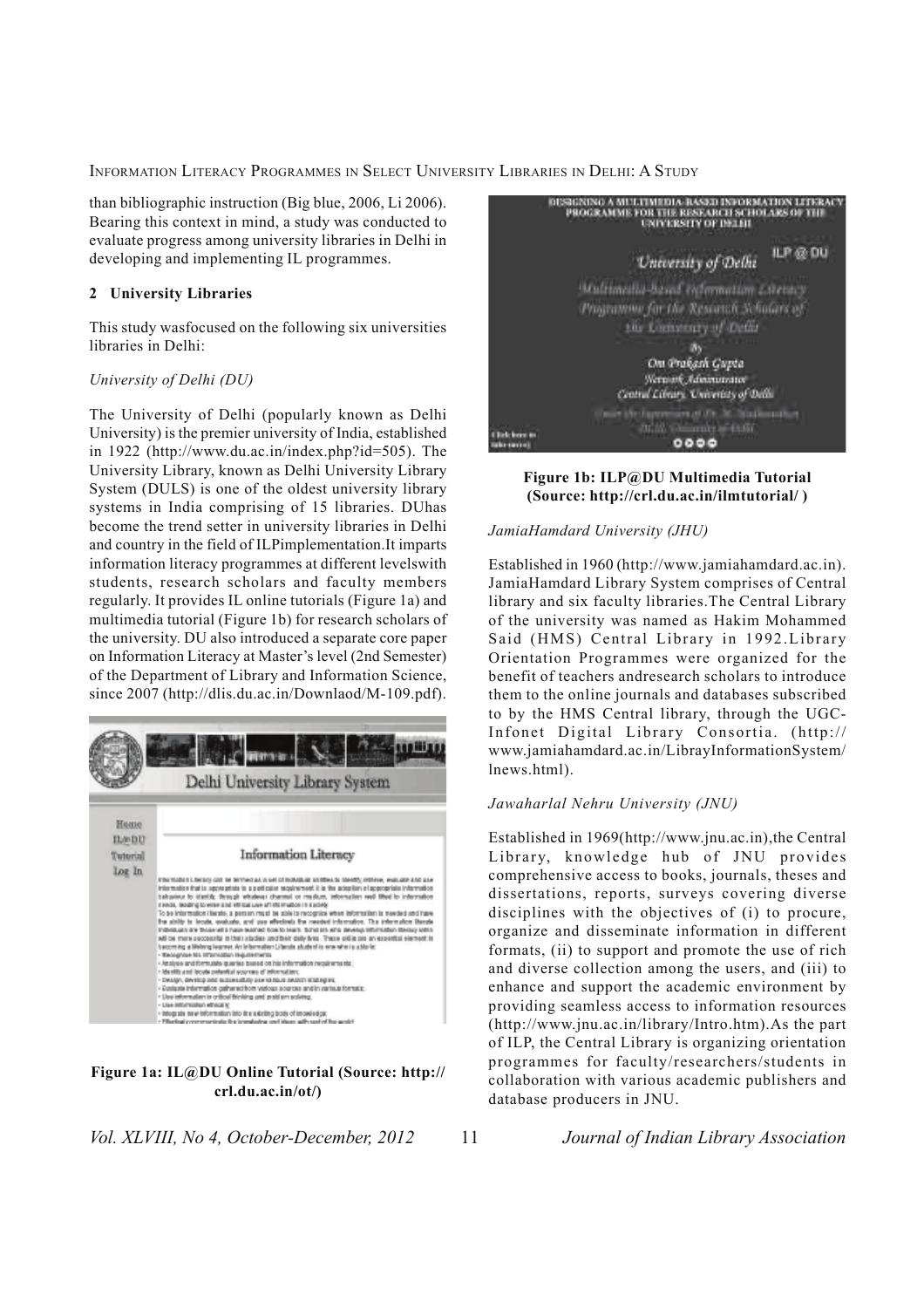than bibliographic instruction (Big blue, 2006, Li 2006). Bearing this context in mind, a study was conducted to evaluate progress among university libraries in Delhi in developing and implementing IL programmes.

## 2 University Libraries

This study wasfocused on the following six universities libraries in Delhi:

*University of Delhi (DU)*

The University of Delhi (popularly known as Delhi University) is the premier university of India, established in 1922 (http://www.du.ac.in/index.php?id=505). The University Library, known as Delhi University Library System (DULS) is one of the oldest university library systems in India comprising of 15 libraries. DUhas become the trend setter in university libraries in Delhi and country in the field of ILPimplementation.It imparts information literacy programmes at different levelswith students, research scholars and faculty members regularly. It provides IL online tutorials (Figure 1a) and multimedia tutorial (Figure 1b) for research scholars of the university. DU also introduced a separate core paper on Information Literacy at Master's level (2nd Semester) of the Department of Library and Information Science, since 2007 (http://dlis.du.ac.in/Downlaod/M-109.pdf).

**Figure 1a: IL@DU Online Tutorial (Source: http://crl.du.ac.in/ot/)**

**Figure 1b: ILP@DU Multimedia Tutorial (Source: http://crl.du.ac.in/ilmtutorial/ )**

*JamiaHamdard University (JHU)*

Established in 1960 (http://www.jamiahamdard.ac.in). JamiaHamdard Library System comprises of Central library and six faculty libraries.The Central Library of the university was named as Hakim Mohammed Said (HMS) Central Library in 1992.Library Orientation Programmes were organized for the benefit of teachers andresearch scholars to introduce them to the online journals and databases subscribed to by the HMS Central library, through the UGC-Infonet Digital Library Consortia. (http://www.jamiahamdard.ac.in/LibrayInformationSystem/lnews.html).

*Jawaharlal Nehru University (JNU)*

Established in 1969(http://www.jnu.ac.in),the Central Library, knowledge hub of JNU provides comprehensive access to books, journals, theses and dissertations, reports, surveys covering diverse disciplines with the objectives of (i) to procure, organize and disseminate information in different formats, (ii) to support and promote the use of rich and diverse collection among the users, and (iii) to enhance and support the academic environment by providing seamless access to information resources (http://www.jnu.ac.in/library/Intro.htm).As the part of ILP, the Central Library is organizing orientation programmes for faculty/researchers/students in collaboration with various academic publishers and database producers in JNU.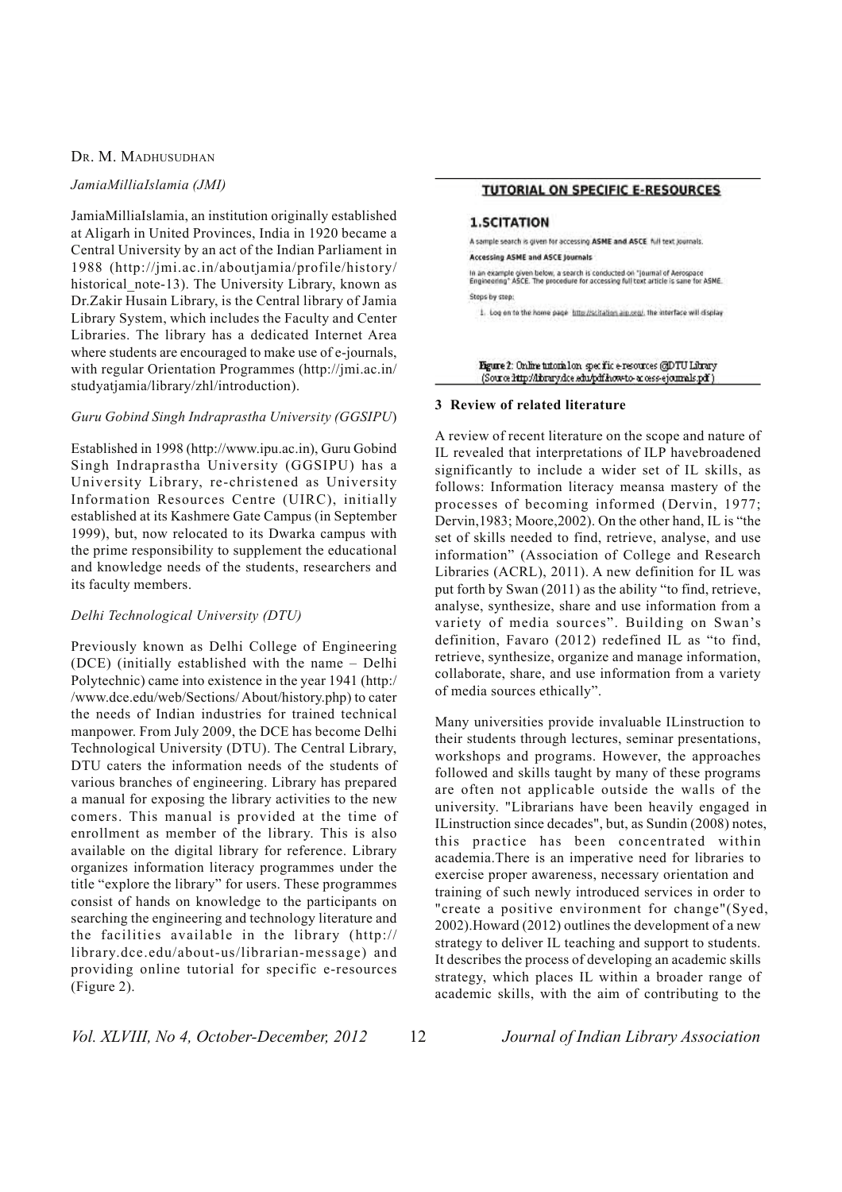### JamiaMilliaIslamia (JMI)

JamiaMilliaIslamia, an institution originally established at Aligarh in United Provinces, India in 1920 became a Central University by an act of the Indian Parliament in 1988 (http://jmi.ac.in/aboutjamia/profile/history/historical_note-13). The University Library, known as Dr.Zakir Husain Library, is the Central library of Jamia Library System, which includes the Faculty and Center Libraries. The library has a dedicated Internet Area where students are encouraged to make use of e-journals, with regular Orientation Programmes (http://jmi.ac.in/studyatjamia/library/zhl/introduction).

### Guru Gobind Singh Indraprastha University (GGSIPU)

Established in 1998 (http://www.ipu.ac.in), Guru Gobind Singh Indraprastha University (GGSIPU) has a University Library, re-christened as University Information Resources Centre (UIRC), initially established at its Kashmere Gate Campus (in September 1999), but, now relocated to its Dwarka campus with the prime responsibility to supplement the educational and knowledge needs of the students, researchers and its faculty members.

### Delhi Technological University (DTU)

Previously known as Delhi College of Engineering (DCE) (initially established with the name – Delhi Polytechnic) came into existence in the year 1941 (http://www.dce.edu/web/Sections/ About/history.php) to cater the needs of Indian industries for trained technical manpower. From July 2009, the DCE has become Delhi Technological University (DTU). The Central Library, DTU caters the information needs of the students of various branches of engineering. Library has prepared a manual for exposing the library activities to the new comers. This manual is provided at the time of enrollment as member of the library. This is also available on the digital library for reference. Library organizes information literacy programmes under the title "explore the library" for users. These programmes consist of hands on knowledge to the participants on searching the engineering and technology literature and the facilities available in the library (http://library.dce.edu/about-us/librarian-message) and providing online tutorial for specific e-resources (Figure 2).

**TUTORIAL ON SPECIFIC E-RESOURCES**

**1.SCITATION**

A sample search is given for accessing **ASME and ASCE** full text journals.

**Accessing ASME and ASCE Journals**

In an example given below, a search is conducted on "Journal of Aerospace Engineering" ASCE. The procedure for accessing full text article is same for ASME.

Steps by step:

1. Log on to the home page http://scitation.aip.org/, the interface will display

**Figure 2**: Online tutorial on specific e-resources @DTU Library (Source:http://library.dce.edu/pdf/how-to-access-ejournals.pdf)

## 3 Review of related literature

A review of recent literature on the scope and nature of IL revealed that interpretations of ILP havebroadened significantly to include a wider set of IL skills, as follows: Information literacy meansa mastery of the processes of becoming informed (Dervin, 1977; Dervin,1983; Moore,2002). On the other hand, IL is "the set of skills needed to find, retrieve, analyse, and use information" (Association of College and Research Libraries (ACRL), 2011). A new definition for IL was put forth by Swan (2011) as the ability "to find, retrieve, analyse, synthesize, share and use information from a variety of media sources". Building on Swan's definition, Favaro (2012) redefined IL as "to find, retrieve, synthesize, organize and manage information, collaborate, share, and use information from a variety of media sources ethically".

Many universities provide invaluable ILinstruction to their students through lectures, seminar presentations, workshops and programs. However, the approaches followed and skills taught by many of these programs are often not applicable outside the walls of the university. "Librarians have been heavily engaged in ILinstruction since decades", but, as Sundin (2008) notes, this practice has been concentrated within academia.There is an imperative need for libraries to exercise proper awareness, necessary orientation and training of such newly introduced services in order to "create a positive environment for change"(Syed, 2002).Howard (2012) outlines the development of a new strategy to deliver IL teaching and support to students. It describes the process of developing an academic skills strategy, which places IL within a broader range of academic skills, with the aim of contributing to the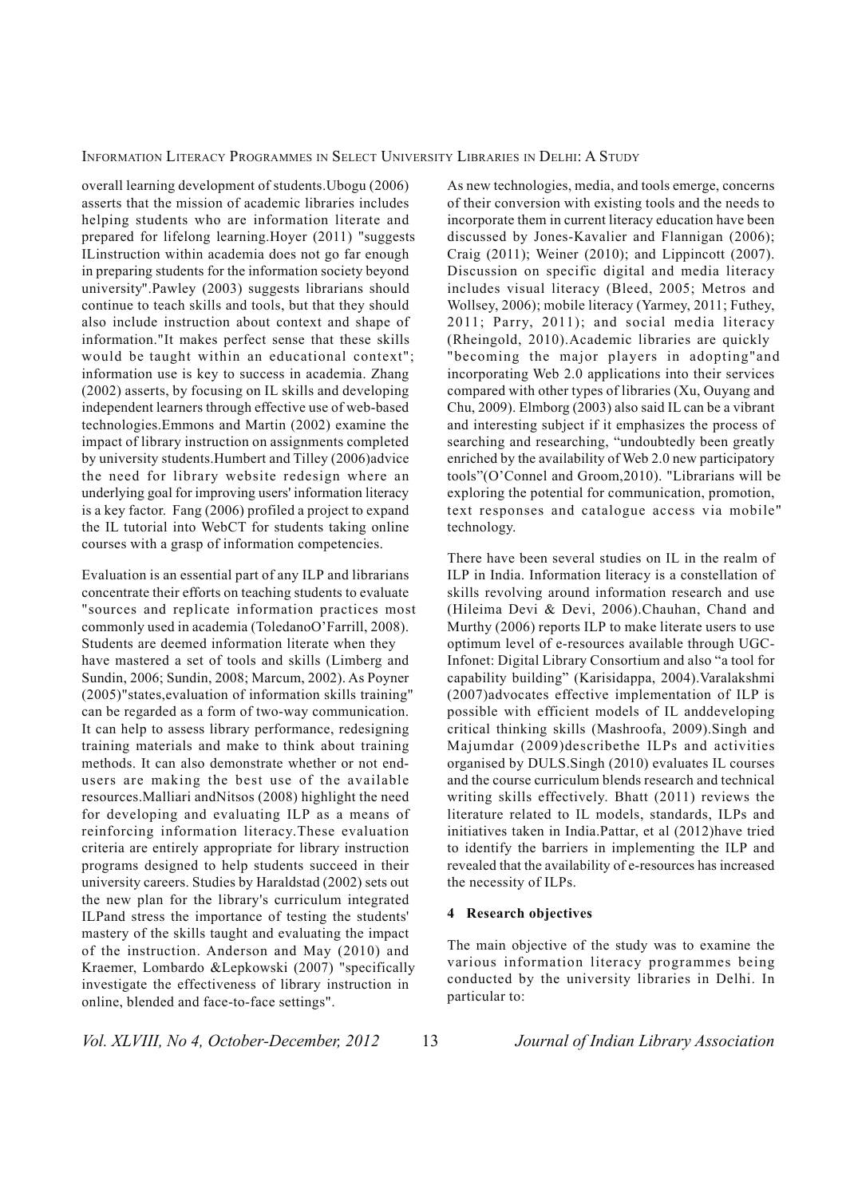overall learning development of students.Ubogu (2006) asserts that the mission of academic libraries includes helping students who are information literate and prepared for lifelong learning.Hoyer (2011) "suggests ILinstruction within academia does not go far enough in preparing students for the information society beyond university".Pawley (2003) suggests librarians should continue to teach skills and tools, but that they should also include instruction about context and shape of information."It makes perfect sense that these skills would be taught within an educational context"; information use is key to success in academia. Zhang (2002) asserts, by focusing on IL skills and developing independent learners through effective use of web-based technologies.Emmons and Martin (2002) examine the impact of library instruction on assignments completed by university students.Humbert and Tilley (2006)advice the need for library website redesign where an underlying goal for improving users' information literacy is a key factor. Fang (2006) profiled a project to expand the IL tutorial into WebCT for students taking online courses with a grasp of information competencies.

Evaluation is an essential part of any ILP and librarians concentrate their efforts on teaching students to evaluate "sources and replicate information practices most commonly used in academia (ToledanoO'Farrill, 2008). Students are deemed information literate when they have mastered a set of tools and skills (Limberg and Sundin, 2006; Sundin, 2008; Marcum, 2002). As Poyner (2005)"states,evaluation of information skills training" can be regarded as a form of two-way communication. It can help to assess library performance, redesigning training materials and make to think about training methods. It can also demonstrate whether or not end-users are making the best use of the available resources.Malliari andNitsos (2008) highlight the need for developing and evaluating ILP as a means of reinforcing information literacy.These evaluation criteria are entirely appropriate for library instruction programs designed to help students succeed in their university careers. Studies by Haraldstad (2002) sets out the new plan for the library's curriculum integrated ILPand stress the importance of testing the students' mastery of the skills taught and evaluating the impact of the instruction. Anderson and May (2010) and Kraemer, Lombardo &Lepkowski (2007) "specifically investigate the effectiveness of library instruction in online, blended and face-to-face settings".

As new technologies, media, and tools emerge, concerns of their conversion with existing tools and the needs to incorporate them in current literacy education have been discussed by Jones-Kavalier and Flannigan (2006); Craig (2011); Weiner (2010); and Lippincott (2007). Discussion on specific digital and media literacy includes visual literacy (Bleed, 2005; Metros and Wollsey, 2006); mobile literacy (Yarmey, 2011; Futhey, 2011; Parry, 2011); and social media literacy (Rheingold, 2010).Academic libraries are quickly "becoming the major players in adopting"and incorporating Web 2.0 applications into their services compared with other types of libraries (Xu, Ouyang and Chu, 2009). Elmborg (2003) also said IL can be a vibrant and interesting subject if it emphasizes the process of searching and researching, "undoubtedly been greatly enriched by the availability of Web 2.0 new participatory tools"(O'Connel and Groom,2010). "Librarians will be exploring the potential for communication, promotion, text responses and catalogue access via mobile" technology.

There have been several studies on IL in the realm of ILP in India. Information literacy is a constellation of skills revolving around information research and use (Hileima Devi & Devi, 2006).Chauhan, Chand and Murthy (2006) reports ILP to make literate users to use optimum level of e-resources available through UGC-Infonet: Digital Library Consortium and also "a tool for capability building" (Karisidappa, 2004).Varalakshmi (2007)advocates effective implementation of ILP is possible with efficient models of IL anddeveloping critical thinking skills (Mashroofa, 2009).Singh and Majumdar (2009)describethe ILPs and activities organised by DULS.Singh (2010) evaluates IL courses and the course curriculum blends research and technical writing skills effectively. Bhatt (2011) reviews the literature related to IL models, standards, ILPs and initiatives taken in India.Pattar, et al (2012)have tried to identify the barriers in implementing the ILP and revealed that the availability of e-resources has increased the necessity of ILPs.

## 4 Research objectives

The main objective of the study was to examine the various information literacy programmes being conducted by the university libraries in Delhi. In particular to: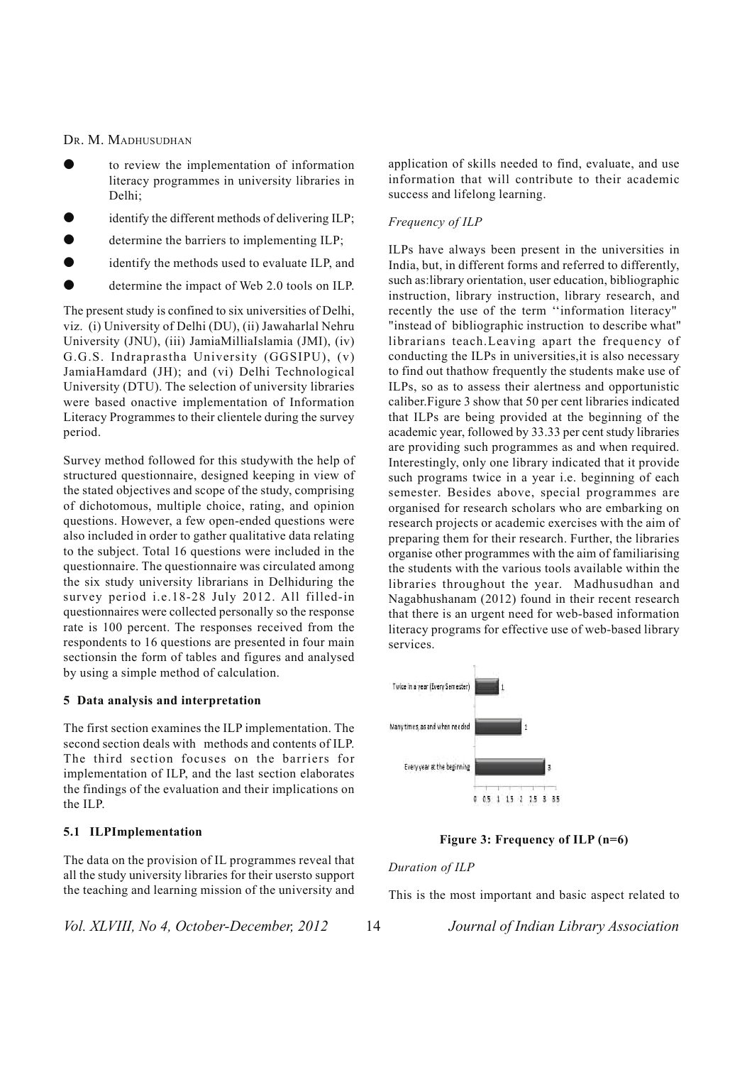- to review the implementation of information literacy programmes in university libraries in Delhi;
- identify the different methods of delivering ILP;
- determine the barriers to implementing ILP;
- identify the methods used to evaluate ILP, and
- determine the impact of Web 2.0 tools on ILP.

The present study is confined to six universities of Delhi, viz. (i) University of Delhi (DU), (ii) Jawaharlal Nehru University (JNU), (iii) JamiaMilliaIslamia (JMI), (iv) G.G.S. Indraprastha University (GGSIPU), (v) JamiaHamdard (JH); and (vi) Delhi Technological University (DTU). The selection of university libraries were based onactive implementation of Information Literacy Programmes to their clientele during the survey period.

Survey method followed for this studywith the help of structured questionnaire, designed keeping in view of the stated objectives and scope of the study, comprising of dichotomous, multiple choice, rating, and opinion questions. However, a few open-ended questions were also included in order to gather qualitative data relating to the subject. Total 16 questions were included in the questionnaire. The questionnaire was circulated among the six study university librarians in Delhiduring the survey period i.e.18-28 July 2012. All filled-in questionnaires were collected personally so the response rate is 100 percent. The responses received from the respondents to 16 questions are presented in four main sectionsin the form of tables and figures and analysed by using a simple method of calculation.

## 5 Data analysis and interpretation

The first section examines the ILP implementation. The second section deals with methods and contents of ILP. The third section focuses on the barriers for implementation of ILP, and the last section elaborates the findings of the evaluation and their implications on the ILP.

### 5.1 ILPImplementation

The data on the provision of IL programmes reveal that all the study university libraries for their usersto support the teaching and learning mission of the university and application of skills needed to find, evaluate, and use information that will contribute to their academic success and lifelong learning.

*Frequency of ILP*

ILPs have always been present in the universities in India, but, in different forms and referred to differently, such as:library orientation, user education, bibliographic instruction, library instruction, library research, and recently the use of the term ''information literacy" "instead of bibliographic instruction to describe what" librarians teach.Leaving apart the frequency of conducting the ILPs in universities,it is also necessary to find out thathow frequently the students make use of ILPs, so as to assess their alertness and opportunistic caliber.Figure 3 show that 50 per cent libraries indicated that ILPs are being provided at the beginning of the academic year, followed by 33.33 per cent study libraries are providing such programmes as and when required. Interestingly, only one library indicated that it provide such programs twice in a year i.e. beginning of each semester. Besides above, special programmes are organised for research scholars who are embarking on research projects or academic exercises with the aim of preparing them for their research. Further, the libraries organise other programmes with the aim of familiarising the students with the various tools available within the libraries throughout the year. Madhusudhan and Nagabhushanam (2012) found in their recent research that there is an urgent need for web-based information literacy programs for effective use of web-based library services.

| Frequency | Number |
|---|---|
| Twice in a year (Every Semester) | 1 |
| Many times, as and when needed | 2 |
| Every year at the beginning | 3 |

**Figure 3: Frequency of ILP (n=6)**

*Duration of ILP*

This is the most important and basic aspect related to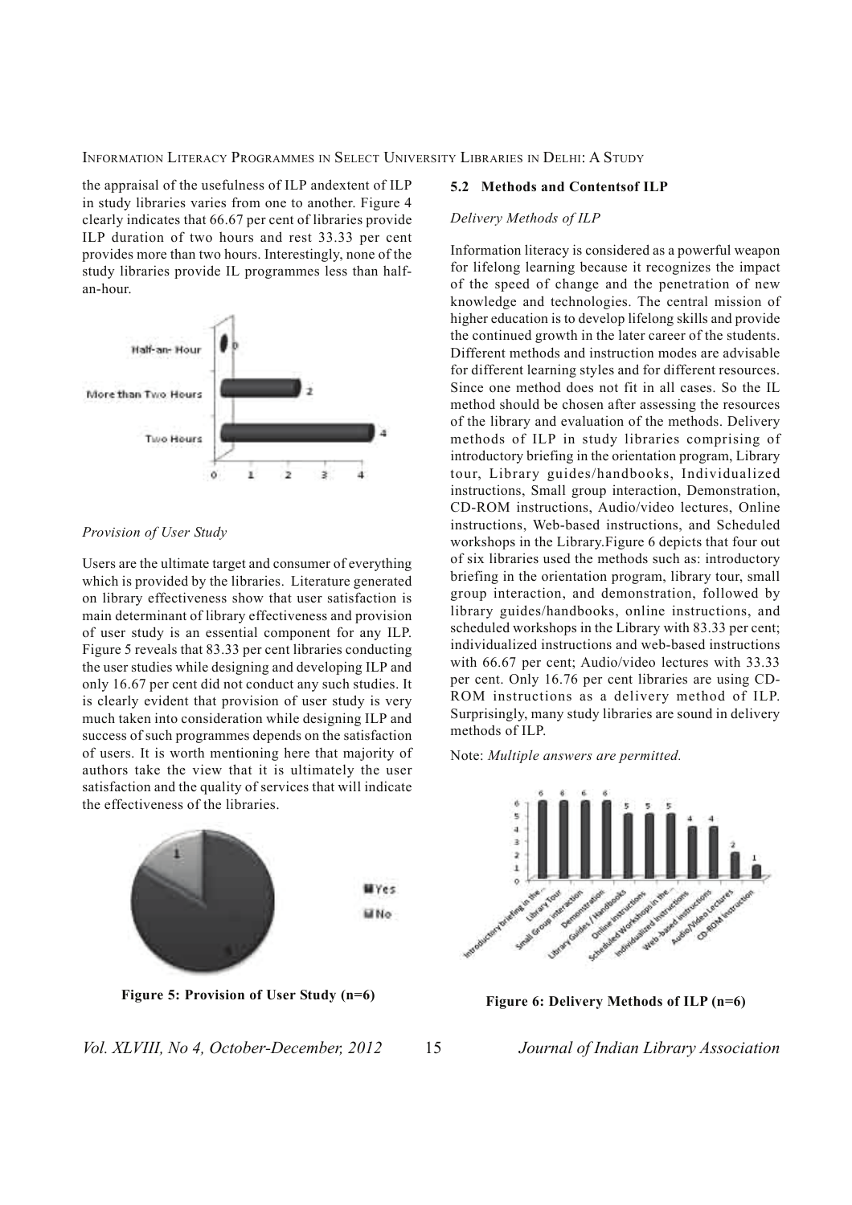the appraisal of the usefulness of ILP andextent of ILP in study libraries varies from one to another. Figure 4 clearly indicates that 66.67 per cent of libraries provide ILP duration of two hours and rest 33.33 per cent provides more than two hours. Interestingly, none of the study libraries provide IL programmes less than half-an-hour.

*Provision of User Study*

Users are the ultimate target and consumer of everything which is provided by the libraries. Literature generated on library effectiveness show that user satisfaction is main determinant of library effectiveness and provision of user study is an essential component for any ILP. Figure 5 reveals that 83.33 per cent libraries conducting the user studies while designing and developing ILP and only 16.67 per cent did not conduct any such studies. It is clearly evident that provision of user study is very much taken into consideration while designing ILP and success of such programmes depends on the satisfaction of users. It is worth mentioning here that majority of authors take the view that it is ultimately the user satisfaction and the quality of services that will indicate the effectiveness of the libraries.

**Figure 5: Provision of User Study (n=6)**

### 5.2 Methods and Contentsof ILP

*Delivery Methods of ILP*

Information literacy is considered as a powerful weapon for lifelong learning because it recognizes the impact of the speed of change and the penetration of new knowledge and technologies. The central mission of higher education is to develop lifelong skills and provide the continued growth in the later career of the students. Different methods and instruction modes are advisable for different learning styles and for different resources. Since one method does not fit in all cases. So the IL method should be chosen after assessing the resources of the library and evaluation of the methods. Delivery methods of ILP in study libraries comprising of introductory briefing in the orientation program, Library tour, Library guides/handbooks, Individualized instructions, Small group interaction, Demonstration, CD-ROM instructions, Audio/video lectures, Online instructions, Web-based instructions, and Scheduled workshops in the Library.Figure 6 depicts that four out of six libraries used the methods such as: introductory briefing in the orientation program, library tour, small group interaction, and demonstration, followed by library guides/handbooks, online instructions, and scheduled workshops in the Library with 83.33 per cent; individualized instructions and web-based instructions with 66.67 per cent; Audio/video lectures with 33.33 per cent. Only 16.76 per cent libraries are using CD-ROM instructions as a delivery method of ILP. Surprisingly, many study libraries are sound in delivery methods of ILP.

Note: *Multiple answers are permitted.*

**Figure 6: Delivery Methods of ILP (n=6)**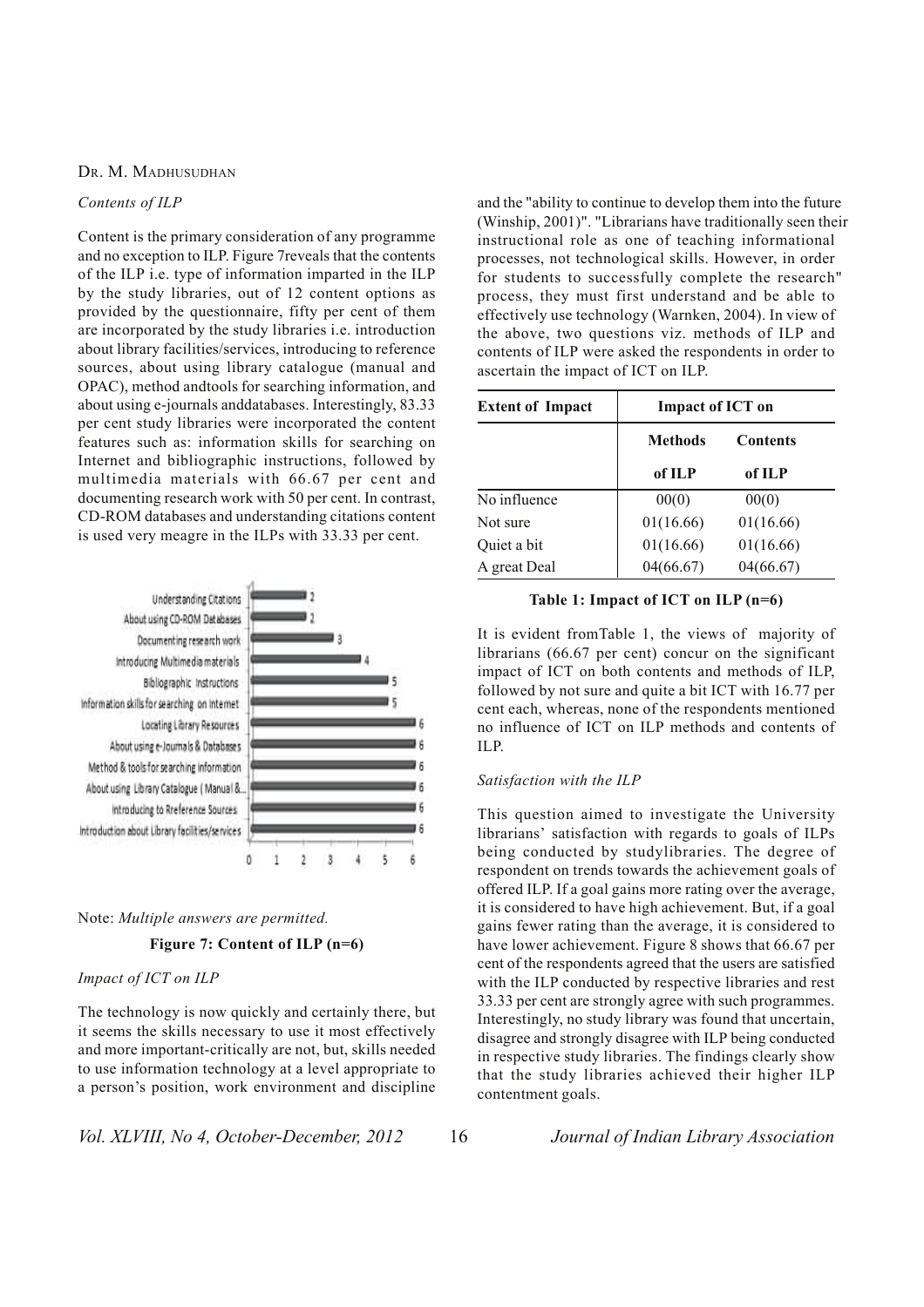*Contents of ILP*

Content is the primary consideration of any programme and no exception to ILP. Figure 7reveals that the contents of the ILP i.e. type of information imparted in the ILP by the study libraries, out of 12 content options as provided by the questionnaire, fifty per cent of them are incorporated by the study libraries i.e. introduction about library facilities/services, introducing to reference sources, about using library catalogue (manual and OPAC), method andtools for searching information, and about using e-journals anddatabases. Interestingly, 83.33 per cent study libraries were incorporated the content features such as: information skills for searching on Internet and bibliographic instructions, followed by multimedia materials with 66.67 per cent and documenting research work with 50 per cent. In contrast, CD-ROM databases and understanding citations content is used very meagre in the ILPs with 33.33 per cent.

| Content | Count |
|---|---|
| Understanding Citations | 2 |
| About using CD-ROM Databases | 2 |
| Documenting research work | 3 |
| Introducing Multimedia materials | 4 |
| Bibliographic Instructions | 5 |
| Information skills for searching on Internet | 5 |
| Locating Library Resources | 6 |
| About using e-Journals & Databases | 6 |
| Method & tools for searching information | 6 |
| About using Library Catalogue (Manual &... | 6 |
| Introducing to Rreference Sources | 6 |
| Introduction about Library facilities/services | 6 |

Note: *Multiple answers are permitted.*

**Figure 7: Content of ILP (n=6)**

*Impact of ICT on ILP*

The technology is now quickly and certainly there, but it seems the skills necessary to use it most effectively and more important-critically are not, but, skills needed to use information technology at a level appropriate to a person's position, work environment and discipline and the "ability to continue to develop them into the future (Winship, 2001)". "Librarians have traditionally seen their instructional role as one of teaching informational processes, not technological skills. However, in order for students to successfully complete the research" process, they must first understand and be able to effectively use technology (Warnken, 2004). In view of the above, two questions viz. methods of ILP and contents of ILP were asked the respondents in order to ascertain the impact of ICT on ILP.

| Extent of Impact | Impact of ICT on | |
|---|---|---|
| | Methods of ILP | Contents of ILP |
| No influence | 00(0) | 00(0) |
| Not sure | 01(16.66) | 01(16.66) |
| Quiet a bit | 01(16.66) | 01(16.66) |
| A great Deal | 04(66.67) | 04(66.67) |

**Table 1: Impact of ICT on ILP (n=6)**

It is evident fromTable 1, the views of majority of librarians (66.67 per cent) concur on the significant impact of ICT on both contents and methods of ILP, followed by not sure and quite a bit ICT with 16.77 per cent each, whereas, none of the respondents mentioned no influence of ICT on ILP methods and contents of ILP.

*Satisfaction with the ILP*

This question aimed to investigate the University librarians' satisfaction with regards to goals of ILPs being conducted by studylibraries. The degree of respondent on trends towards the achievement goals of offered ILP. If a goal gains more rating over the average, it is considered to have high achievement. But, if a goal gains fewer rating than the average, it is considered to have lower achievement. Figure 8 shows that 66.67 per cent of the respondents agreed that the users are satisfied with the ILP conducted by respective libraries and rest 33.33 per cent are strongly agree with such programmes. Interestingly, no study library was found that uncertain, disagree and strongly disagree with ILP being conducted in respective study libraries. The findings clearly show that the study libraries achieved their higher ILP contentment goals.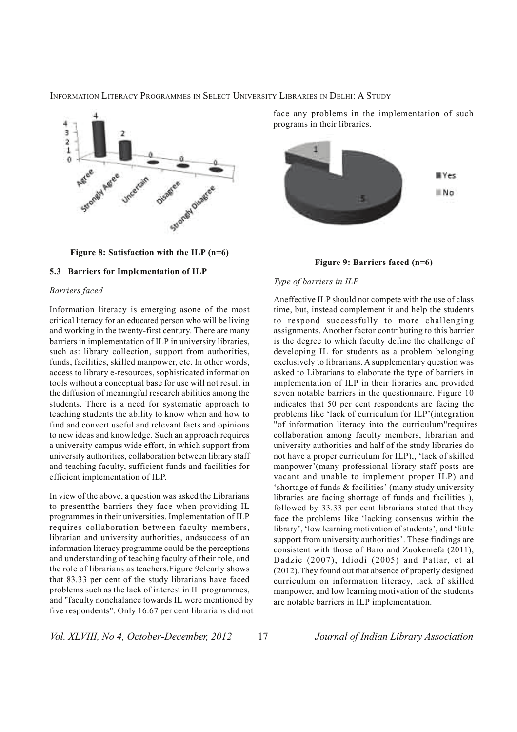**Figure 8: Satisfaction with the ILP (n=6)**

### 5.3 Barriers for Implementation of ILP

*Barriers faced*

Information literacy is emerging asone of the most critical literacy for an educated person who will be living and working in the twenty-first century. There are many barriers in implementation of ILP in university libraries, such as: library collection, support from authorities, funds, facilities, skilled manpower, etc. In other words, access to library e-resources, sophisticated information tools without a conceptual base for use will not result in the diffusion of meaningful research abilities among the students. There is a need for systematic approach to teaching students the ability to know when and how to find and convert useful and relevant facts and opinions to new ideas and knowledge. Such an approach requires a university campus wide effort, in which support from university authorities, collaboration between library staff and teaching faculty, sufficient funds and facilities for efficient implementation of ILP.

In view of the above, a question was asked the Librarians to presentthe barriers they face when providing IL programmes in their universities. Implementation of ILP requires collaboration between faculty members, librarian and university authorities, andsuccess of an information literacy programme could be the perceptions and understanding of teaching faculty of their role, and the role of librarians as teachers.Figure 9clearly shows that 83.33 per cent of the study librarians have faced problems such as the lack of interest in IL programmes, and "faculty nonchalance towards IL were mentioned by five respondents". Only 16.67 per cent librarians did not face any problems in the implementation of such programs in their libraries.

**Figure 9: Barriers faced (n=6)**

*Type of barriers in ILP*

Aneffective ILP should not compete with the use of class time, but, instead complement it and help the students to respond successfully to more challenging assignments. Another factor contributing to this barrier is the degree to which faculty define the challenge of developing IL for students as a problem belonging exclusively to librarians. A supplementary question was asked to Librarians to elaborate the type of barriers in implementation of ILP in their libraries and provided seven notable barriers in the questionnaire. Figure 10 indicates that 50 per cent respondents are facing the problems like 'lack of curriculum for ILP'(integration "of information literacy into the curriculum"requires collaboration among faculty members, librarian and university authorities and half of the study libraries do not have a proper curriculum for ILP),, 'lack of skilled manpower'(many professional library staff posts are vacant and unable to implement proper ILP) and 'shortage of funds & facilities' (many study university libraries are facing shortage of funds and facilities ), followed by 33.33 per cent librarians stated that they face the problems like 'lacking consensus within the library', 'low learning motivation of students', and 'little support from university authorities'. These findings are consistent with those of Baro and Zuokemefa (2011), Dadzie (2007), Idiodi (2005) and Pattar, et al (2012).They found out that absence of properly designed curriculum on information literacy, lack of skilled manpower, and low learning motivation of the students are notable barriers in ILP implementation.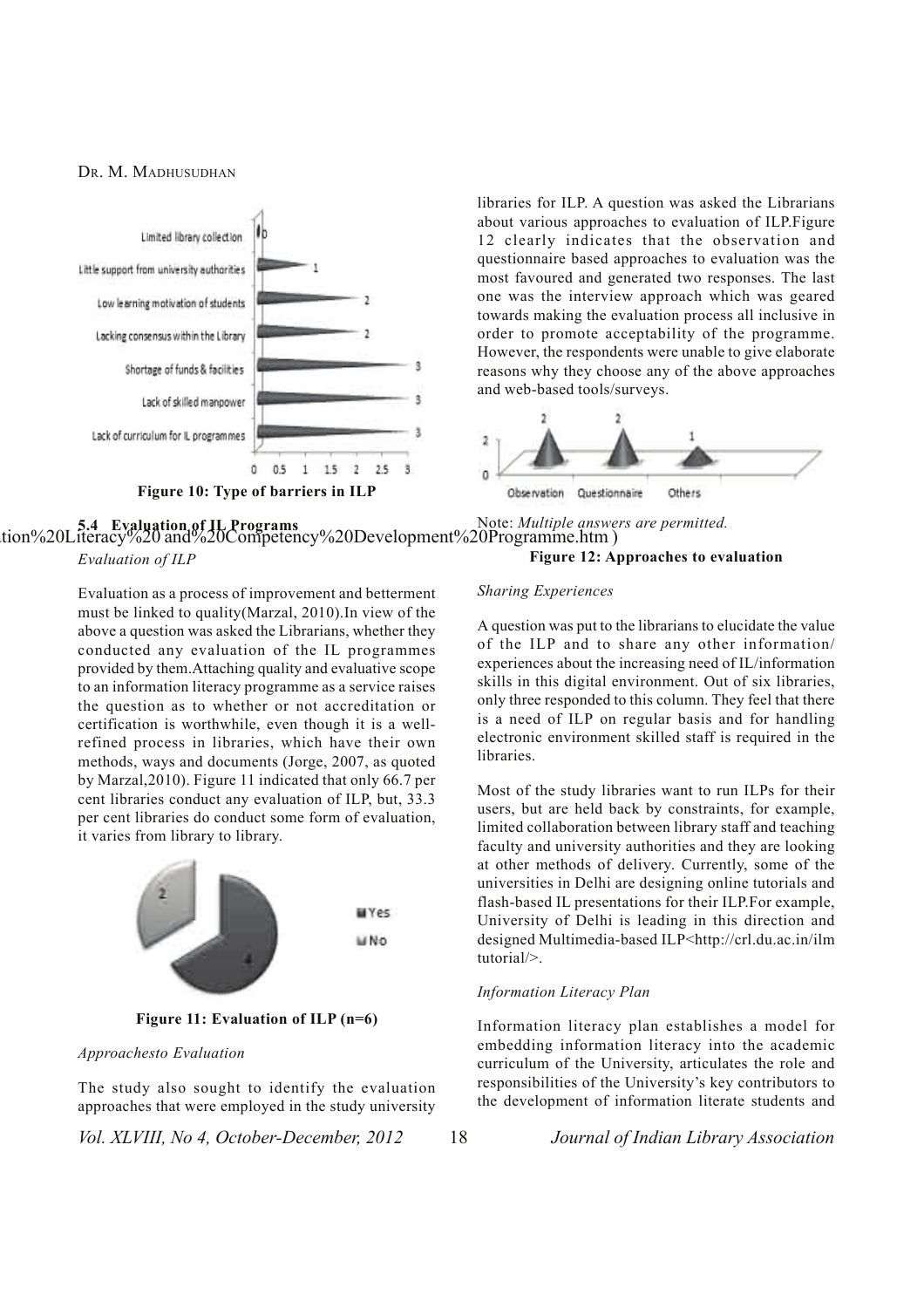Figure 10: Type of barriers in ILP

### 5.4 Evaluation of IL Programs

*Evaluation of ILP*

Evaluation as a process of improvement and betterment must be linked to quality(Marzal, 2010).In view of the above a question was asked the Librarians, whether they conducted any evaluation of the IL programmes provided by them.Attaching quality and evaluative scope to an information literacy programme as a service raises the question as to whether or not accreditation or certification is worthwhile, even though it is a well-refined process in libraries, which have their own methods, ways and documents (Jorge, 2007, as quoted by Marzal,2010). Figure 11 indicated that only 66.7 per cent libraries conduct any evaluation of ILP, but, 33.3 per cent libraries do conduct some form of evaluation, it varies from library to library.

Figure 11: Evaluation of ILP (n=6)

*Approachesto Evaluation*

The study also sought to identify the evaluation approaches that were employed in the study university libraries for ILP. A question was asked the Librarians about various approaches to evaluation of ILP.Figure 12 clearly indicates that the observation and questionnaire based approaches to evaluation was the most favoured and generated two responses. The last one was the interview approach which was geared towards making the evaluation process all inclusive in order to promote acceptability of the programme. However, the respondents were unable to give elaborate reasons why they choose any of the above approaches and web-based tools/surveys.

Note: *Multiple answers are permitted.*

**Figure 12: Approaches to evaluation**

*Sharing Experiences*

A question was put to the librarians to elucidate the value of the ILP and to share any other information/ experiences about the increasing need of IL/information skills in this digital environment. Out of six libraries, only three responded to this column. They feel that there is a need of ILP on regular basis and for handling electronic environment skilled staff is required in the libraries.

Most of the study libraries want to run ILPs for their users, but are held back by constraints, for example, limited collaboration between library staff and teaching faculty and university authorities and they are looking at other methods of delivery. Currently, some of the universities in Delhi are designing online tutorials and flash-based IL presentations for their ILP.For example, University of Delhi is leading in this direction and designed Multimedia-based ILP<http://crl.du.ac.in/ilm tutorial/>.

*Information Literacy Plan*

Information literacy plan establishes a model for embedding information literacy into the academic curriculum of the University, articulates the role and responsibilities of the University's key contributors to the development of information literate students and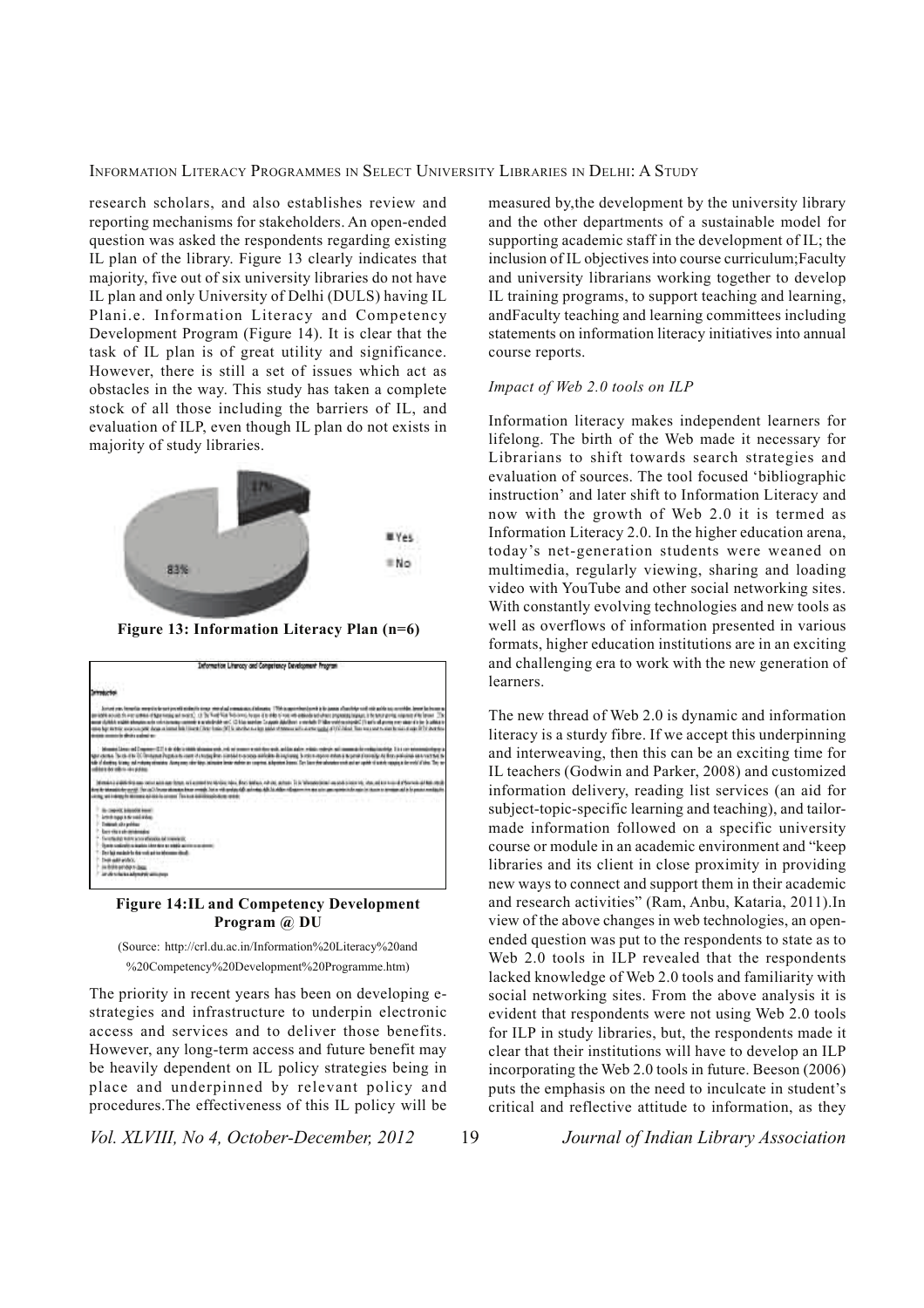research scholars, and also establishes review and reporting mechanisms for stakeholders. An open-ended question was asked the respondents regarding existing IL plan of the library. Figure 13 clearly indicates that majority, five out of six university libraries do not have IL plan and only University of Delhi (DULS) having IL Plani.e. Information Literacy and Competency Development Program (Figure 14). It is clear that the task of IL plan is of great utility and significance. However, there is still a set of issues which act as obstacles in the way. This study has taken a complete stock of all those including the barriers of IL, and evaluation of ILP, even though IL plan do not exists in majority of study libraries.

**Figure 13: Information Literacy Plan (n=6)**

**Figure 14:IL and Competency Development Program @ DU**

(Source: http://crl.du.ac.in/Information%20Literacy%20and%20Competency%20Development%20Programme.htm)

The priority in recent years has been on developing e-strategies and infrastructure to underpin electronic access and services and to deliver those benefits. However, any long-term access and future benefit may be heavily dependent on IL policy strategies being in place and underpinned by relevant policy and procedures.The effectiveness of this IL policy will be measured by,the development by the university library and the other departments of a sustainable model for supporting academic staff in the development of IL; the inclusion of IL objectives into course curriculum;Faculty and university librarians working together to develop IL training programs, to support teaching and learning, andFaculty teaching and learning committees including statements on information literacy initiatives into annual course reports.

*Impact of Web 2.0 tools on ILP*

Information literacy makes independent learners for lifelong. The birth of the Web made it necessary for Librarians to shift towards search strategies and evaluation of sources. The tool focused 'bibliographic instruction' and later shift to Information Literacy and now with the growth of Web 2.0 it is termed as Information Literacy 2.0. In the higher education arena, today's net-generation students were weaned on multimedia, regularly viewing, sharing and loading video with YouTube and other social networking sites. With constantly evolving technologies and new tools as well as overflows of information presented in various formats, higher education institutions are in an exciting and challenging era to work with the new generation of learners.

The new thread of Web 2.0 is dynamic and information literacy is a sturdy fibre. If we accept this underpinning and interweaving, then this can be an exciting time for IL teachers (Godwin and Parker, 2008) and customized information delivery, reading list services (an aid for subject-topic-specific learning and teaching), and tailor-made information followed on a specific university course or module in an academic environment and "keep libraries and its client in close proximity in providing new ways to connect and support them in their academic and research activities" (Ram, Anbu, Kataria, 2011).In view of the above changes in web technologies, an open-ended question was put to the respondents to state as to Web 2.0 tools in ILP revealed that the respondents lacked knowledge of Web 2.0 tools and familiarity with social networking sites. From the above analysis it is evident that respondents were not using Web 2.0 tools for ILP in study libraries, but, the respondents made it clear that their institutions will have to develop an ILP incorporating the Web 2.0 tools in future. Beeson (2006) puts the emphasis on the need to inculcate in student's critical and reflective attitude to information, as they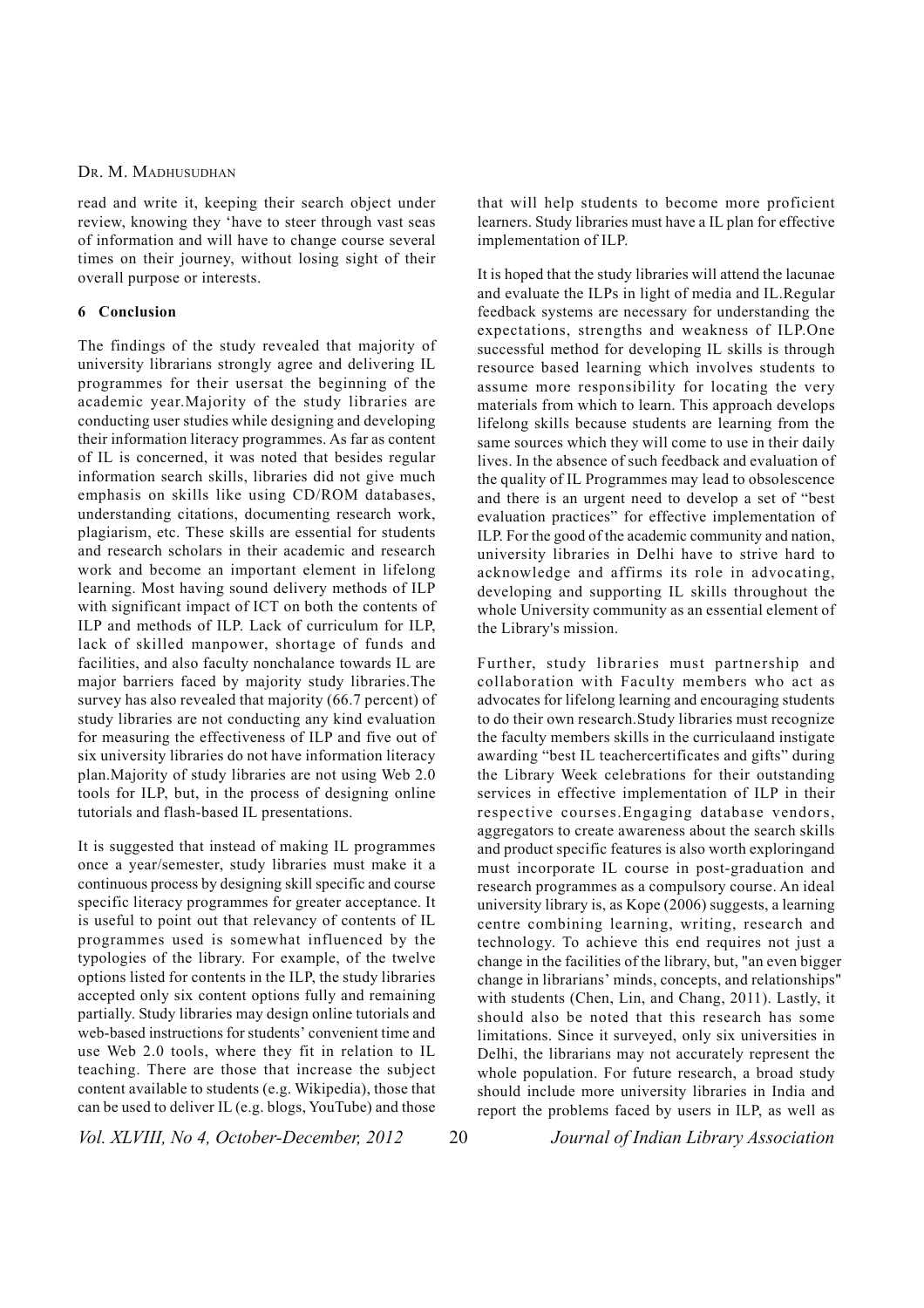read and write it, keeping their search object under review, knowing they 'have to steer through vast seas of information and will have to change course several times on their journey, without losing sight of their overall purpose or interests.

## 6 Conclusion

The findings of the study revealed that majority of university librarians strongly agree and delivering IL programmes for their usersat the beginning of the academic year.Majority of the study libraries are conducting user studies while designing and developing their information literacy programmes. As far as content of IL is concerned, it was noted that besides regular information search skills, libraries did not give much emphasis on skills like using CD/ROM databases, understanding citations, documenting research work, plagiarism, etc. These skills are essential for students and research scholars in their academic and research work and become an important element in lifelong learning. Most having sound delivery methods of ILP with significant impact of ICT on both the contents of ILP and methods of ILP. Lack of curriculum for ILP, lack of skilled manpower, shortage of funds and facilities, and also faculty nonchalance towards IL are major barriers faced by majority study libraries.The survey has also revealed that majority (66.7 percent) of study libraries are not conducting any kind evaluation for measuring the effectiveness of ILP and five out of six university libraries do not have information literacy plan.Majority of study libraries are not using Web 2.0 tools for ILP, but, in the process of designing online tutorials and flash-based IL presentations.

It is suggested that instead of making IL programmes once a year/semester, study libraries must make it a continuous process by designing skill specific and course specific literacy programmes for greater acceptance. It is useful to point out that relevancy of contents of IL programmes used is somewhat influenced by the typologies of the library. For example, of the twelve options listed for contents in the ILP, the study libraries accepted only six content options fully and remaining partially. Study libraries may design online tutorials and web-based instructions for students' convenient time and use Web 2.0 tools, where they fit in relation to IL teaching. There are those that increase the subject content available to students (e.g. Wikipedia), those that can be used to deliver IL (e.g. blogs, YouTube) and those that will help students to become more proficient learners. Study libraries must have a IL plan for effective implementation of ILP.

It is hoped that the study libraries will attend the lacunae and evaluate the ILPs in light of media and IL.Regular feedback systems are necessary for understanding the expectations, strengths and weakness of ILP.One successful method for developing IL skills is through resource based learning which involves students to assume more responsibility for locating the very materials from which to learn. This approach develops lifelong skills because students are learning from the same sources which they will come to use in their daily lives. In the absence of such feedback and evaluation of the quality of IL Programmes may lead to obsolescence and there is an urgent need to develop a set of "best evaluation practices" for effective implementation of ILP. For the good of the academic community and nation, university libraries in Delhi have to strive hard to acknowledge and affirms its role in advocating, developing and supporting IL skills throughout the whole University community as an essential element of the Library's mission.

Further, study libraries must partnership and collaboration with Faculty members who act as advocates for lifelong learning and encouraging students to do their own research.Study libraries must recognize the faculty members skills in the curriculaand instigate awarding "best IL teachercertificates and gifts" during the Library Week celebrations for their outstanding services in effective implementation of ILP in their respective courses.Engaging database vendors, aggregators to create awareness about the search skills and product specific features is also worth exploringand must incorporate IL course in post-graduation and research programmes as a compulsory course. An ideal university library is, as Kope (2006) suggests, a learning centre combining learning, writing, research and technology. To achieve this end requires not just a change in the facilities of the library, but, "an even bigger change in librarians' minds, concepts, and relationships" with students (Chen, Lin, and Chang, 2011). Lastly, it should also be noted that this research has some limitations. Since it surveyed, only six universities in Delhi, the librarians may not accurately represent the whole population. For future research, a broad study should include more university libraries in India and report the problems faced by users in ILP, as well as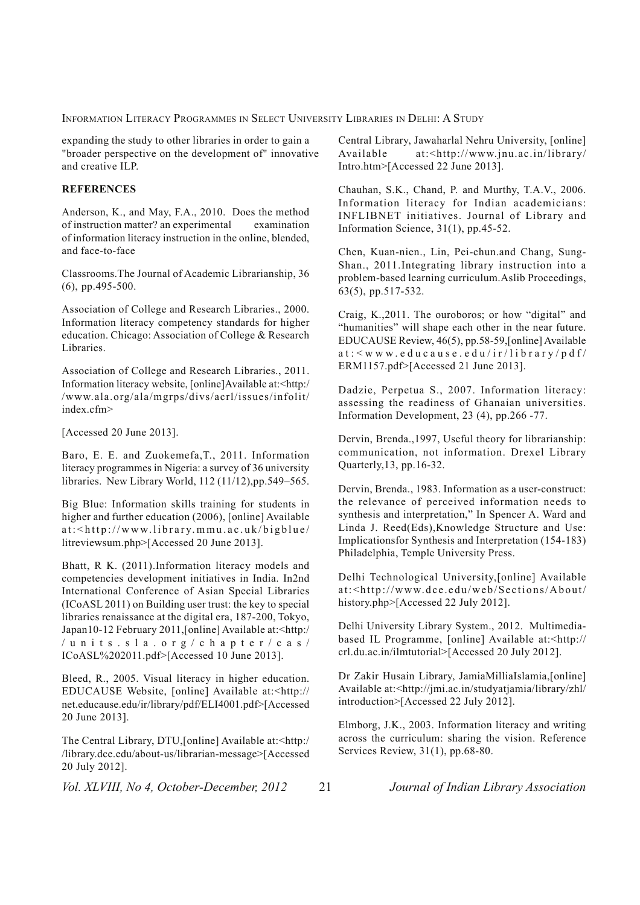expanding the study to other libraries in order to gain a "broader perspective on the development of" innovative and creative ILP.

**REFERENCES**

Anderson, K., and May, F.A., 2010. Does the method of instruction matter? an experimental examination of information literacy instruction in the online, blended, and face-to-face

Classrooms.The Journal of Academic Librarianship, 36 (6), pp.495-500.

Association of College and Research Libraries., 2000. Information literacy competency standards for higher education. Chicago: Association of College & Research Libraries.

Association of College and Research Libraries., 2011. Information literacy website, [online]Available at:<http://www.ala.org/ala/mgrps/divs/acrl/issues/infolit/index.cfm>

[Accessed 20 June 2013].

Baro, E. E. and Zuokemefa,T., 2011. Information literacy programmes in Nigeria: a survey of 36 university libraries. New Library World, 112 (11/12),pp.549–565.

Big Blue: Information skills training for students in higher and further education (2006), [online] Available at:<http://www.library.mmu.ac.uk/bigblue/litreviewsum.php>[Accessed 20 June 2013].

Bhatt, R K. (2011).Information literacy models and competencies development initiatives in India. In2nd International Conference of Asian Special Libraries (ICoASL 2011) on Building user trust: the key to special libraries renaissance at the digital era, 187-200, Tokyo, Japan10-12 February 2011,[online] Available at:<http://units.sla.org/chapter/cas/ICoASL%202011.pdf>[Accessed 10 June 2013].

Bleed, R., 2005. Visual literacy in higher education. EDUCAUSE Website, [online] Available at:<http://net.educause.edu/ir/library/pdf/ELI4001.pdf>[Accessed 20 June 2013].

The Central Library, DTU,[online] Available at:<http://library.dce.edu/about-us/librarian-message>[Accessed 20 July 2012].

Central Library, Jawaharlal Nehru University, [online] Available at:<http://www.jnu.ac.in/library/Intro.htm>[Accessed 22 June 2013].

Chauhan, S.K., Chand, P. and Murthy, T.A.V., 2006. Information literacy for Indian academicians: INFLIBNET initiatives. Journal of Library and Information Science, 31(1), pp.45-52.

Chen, Kuan-nien., Lin, Pei-chun.and Chang, Sung-Shan., 2011.Integrating library instruction into a problem-based learning curriculum.Aslib Proceedings, 63(5), pp.517-532.

Craig, K.,2011. The ouroboros; or how "digital" and "humanities" will shape each other in the near future. EDUCAUSE Review, 46(5), pp.58-59,[online] Available at:<www.educause.edu/ir/library/pdf/ERM1157.pdf>[Accessed 21 June 2013].

Dadzie, Perpetua S., 2007. Information literacy: assessing the readiness of Ghanaian universities. Information Development, 23 (4), pp.266 -77.

Dervin, Brenda.,1997, Useful theory for librarianship: communication, not information. Drexel Library Quarterly,13, pp.16-32.

Dervin, Brenda., 1983. Information as a user-construct: the relevance of perceived information needs to synthesis and interpretation," In Spencer A. Ward and Linda J. Reed(Eds),Knowledge Structure and Use: Implicationsfor Synthesis and Interpretation (154-183) Philadelphia, Temple University Press.

Delhi Technological University,[online] Available at:<http://www.dce.edu/web/Sections/About/history.php>[Accessed 22 July 2012].

Delhi University Library System., 2012. Multimedia-based IL Programme, [online] Available at:<http://crl.du.ac.in/ilmtutorial>[Accessed 20 July 2012].

Dr Zakir Husain Library, JamiaMilliaIslamia,[online] Available at:<http://jmi.ac.in/studyatjamia/library/zhl/introduction>[Accessed 22 July 2012].

Elmborg, J.K., 2003. Information literacy and writing across the curriculum: sharing the vision. Reference Services Review, 31(1), pp.68-80.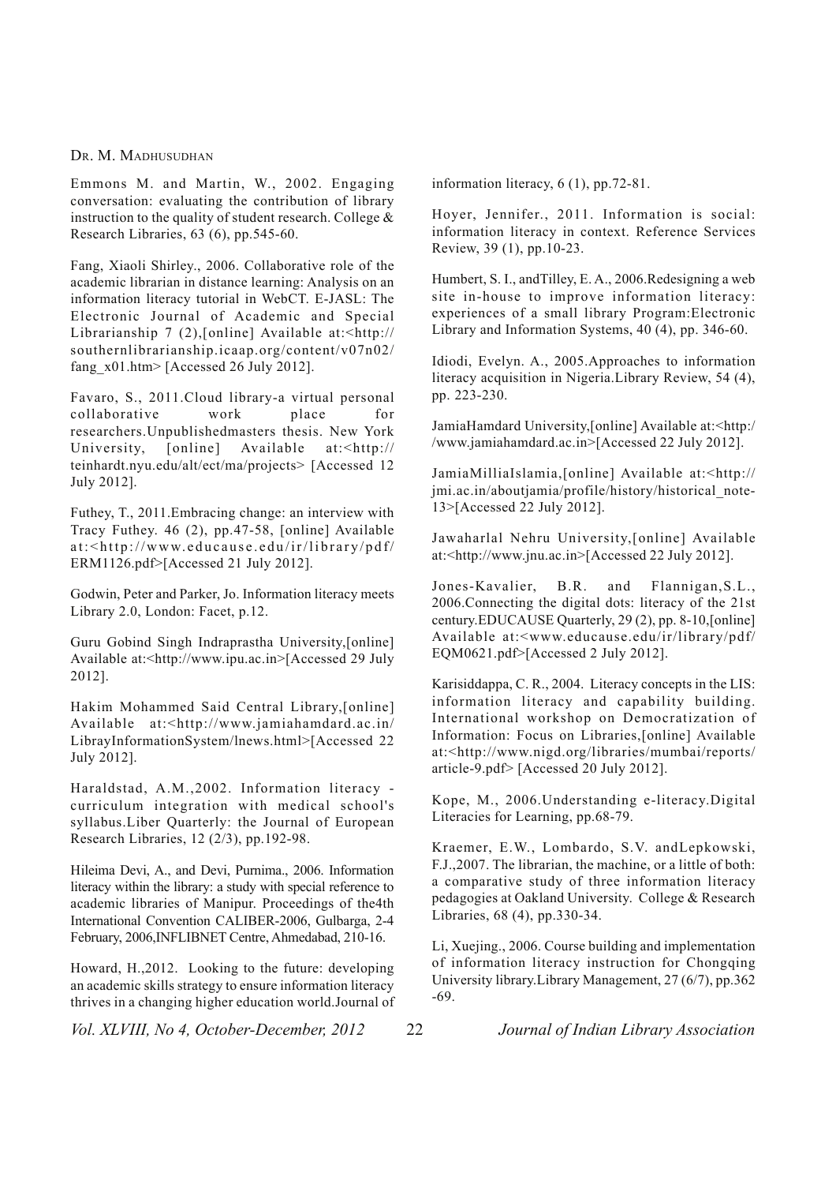Emmons M. and Martin, W., 2002. Engaging conversation: evaluating the contribution of library instruction to the quality of student research. College & Research Libraries, 63 (6), pp.545-60.

Fang, Xiaoli Shirley., 2006. Collaborative role of the academic librarian in distance learning: Analysis on an information literacy tutorial in WebCT. E-JASL: The Electronic Journal of Academic and Special Librarianship 7 (2),[online] Available at:<http://southernlibrarianship.icaap.org/content/v07n02/fang_x01.htm> [Accessed 26 July 2012].

Favaro, S., 2011.Cloud library-a virtual personal collaborative work place for researchers.Unpublishedmasters thesis. New York University, [online] Available at:<http://teinhardt.nyu.edu/alt/ect/ma/projects> [Accessed 12 July 2012].

Futhey, T., 2011.Embracing change: an interview with Tracy Futhey. 46 (2), pp.47-58, [online] Available at:<http://www.educause.edu/ir/library/pdf/ERM1126.pdf>[Accessed 21 July 2012].

Godwin, Peter and Parker, Jo. Information literacy meets Library 2.0, London: Facet, p.12.

Guru Gobind Singh Indraprastha University,[online] Available at:<http://www.ipu.ac.in>[Accessed 29 July 2012].

Hakim Mohammed Said Central Library,[online] Available at:<http://www.jamiahamdard.ac.in/LibrayInformationSystem/lnews.html>[Accessed 22 July 2012].

Haraldstad, A.M.,2002. Information literacy - curriculum integration with medical school's syllabus.Liber Quarterly: the Journal of European Research Libraries, 12 (2/3), pp.192-98.

Hileima Devi, A., and Devi, Purnima., 2006. Information literacy within the library: a study with special reference to academic libraries of Manipur. Proceedings of the4th International Convention CALIBER-2006, Gulbarga, 2-4 February, 2006,INFLIBNET Centre, Ahmedabad, 210-16.

Howard, H.,2012. Looking to the future: developing an academic skills strategy to ensure information literacy thrives in a changing higher education world.Journal of information literacy, 6 (1), pp.72-81.

Hoyer, Jennifer., 2011. Information is social: information literacy in context. Reference Services Review, 39 (1), pp.10-23.

Humbert, S. I., andTilley, E. A., 2006.Redesigning a web site in-house to improve information literacy: experiences of a small library Program:Electronic Library and Information Systems, 40 (4), pp. 346-60.

Idiodi, Evelyn. A., 2005.Approaches to information literacy acquisition in Nigeria.Library Review, 54 (4), pp. 223-230.

JamiaHamdard University,[online] Available at:<http://www.jamiahamdard.ac.in>[Accessed 22 July 2012].

JamiaMilliaIslamia,[online] Available at:<http://jmi.ac.in/aboutjamia/profile/history/historical_note-13>[Accessed 22 July 2012].

Jawaharlal Nehru University,[online] Available at:<http://www.jnu.ac.in>[Accessed 22 July 2012].

Jones-Kavalier, B.R. and Flannigan,S.L., 2006.Connecting the digital dots: literacy of the 21st century.EDUCAUSE Quarterly, 29 (2), pp. 8-10,[online] Available at:<www.educause.edu/ir/library/pdf/EQM0621.pdf>[Accessed 2 July 2012].

Karisiddappa, C. R., 2004. Literacy concepts in the LIS: information literacy and capability building. International workshop on Democratization of Information: Focus on Libraries,[online] Available at:<http://www.nigd.org/libraries/mumbai/reports/article-9.pdf> [Accessed 20 July 2012].

Kope, M., 2006.Understanding e-literacy.Digital Literacies for Learning, pp.68-79.

Kraemer, E.W., Lombardo, S.V. andLepkowski, F.J.,2007. The librarian, the machine, or a little of both: a comparative study of three information literacy pedagogies at Oakland University. College & Research Libraries, 68 (4), pp.330-34.

Li, Xuejing., 2006. Course building and implementation of information literacy instruction for Chongqing University library.Library Management, 27 (6/7), pp.362-69.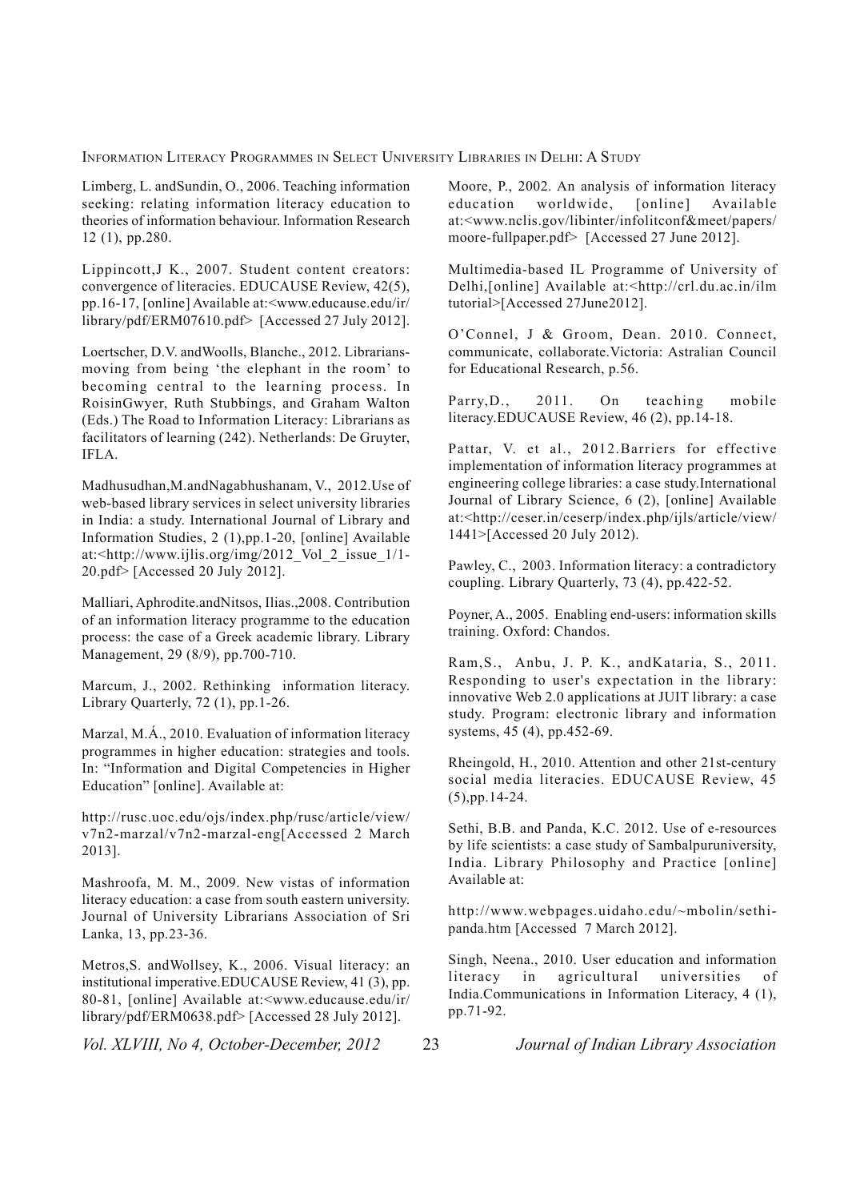Limberg, L. andSundin, O., 2006. Teaching information seeking: relating information literacy education to theories of information behaviour. Information Research 12 (1), pp.280.

Lippincott,J K., 2007. Student content creators: convergence of literacies. EDUCAUSE Review, 42(5), pp.16-17, [online] Available at:<www.educause.edu/ir/library/pdf/ERM07610.pdf> [Accessed 27 July 2012].

Loertscher, D.V. andWoolls, Blanche., 2012. Librarians-moving from being 'the elephant in the room' to becoming central to the learning process. In RoisinGwyer, Ruth Stubbings, and Graham Walton (Eds.) The Road to Information Literacy: Librarians as facilitators of learning (242). Netherlands: De Gruyter, IFLA.

Madhusudhan,M.andNagabhushanam, V., 2012.Use of web-based library services in select university libraries in India: a study. International Journal of Library and Information Studies, 2 (1),pp.1-20, [online] Available at:<http://www.ijlis.org/img/2012_Vol_2_issue_1/1-20.pdf> [Accessed 20 July 2012].

Malliari, Aphrodite.andNitsos, Ilias.,2008. Contribution of an information literacy programme to the education process: the case of a Greek academic library. Library Management, 29 (8/9), pp.700-710.

Marcum, J., 2002. Rethinking information literacy. Library Quarterly, 72 (1), pp.1-26.

Marzal, M.Á., 2010. Evaluation of information literacy programmes in higher education: strategies and tools. In: "Information and Digital Competencies in Higher Education" [online]. Available at:

http://rusc.uoc.edu/ojs/index.php/rusc/article/view/v7n2-marzal/v7n2-marzal-eng[Accessed 2 March 2013].

Mashroofa, M. M., 2009. New vistas of information literacy education: a case from south eastern university. Journal of University Librarians Association of Sri Lanka, 13, pp.23-36.

Metros,S. andWollsey, K., 2006. Visual literacy: an institutional imperative.EDUCAUSE Review, 41 (3), pp. 80-81, [online] Available at:<www.educause.edu/ir/library/pdf/ERM0638.pdf> [Accessed 28 July 2012].

Moore, P., 2002. An analysis of information literacy education worldwide, [online] Available at:<www.nclis.gov/libinter/infolitconf&meet/papers/moore-fullpaper.pdf> [Accessed 27 June 2012].

Multimedia-based IL Programme of University of Delhi,[online] Available at:<http://crl.du.ac.in/ilm tutorial>[Accessed 27June2012].

O'Connel, J & Groom, Dean. 2010. Connect, communicate, collaborate.Victoria: Astralian Council for Educational Research, p.56.

Parry,D., 2011. On teaching mobile literacy.EDUCAUSE Review, 46 (2), pp.14-18.

Pattar, V. et al., 2012.Barriers for effective implementation of information literacy programmes at engineering college libraries: a case study.International Journal of Library Science, 6 (2), [online] Available at:<http://ceser.in/ceserp/index.php/ijls/article/view/1441>[Accessed 20 July 2012).

Pawley, C., 2003. Information literacy: a contradictory coupling. Library Quarterly, 73 (4), pp.422-52.

Poyner, A., 2005. Enabling end-users: information skills training. Oxford: Chandos.

Ram,S., Anbu, J. P. K., andKataria, S., 2011. Responding to user's expectation in the library: innovative Web 2.0 applications at JUIT library: a case study. Program: electronic library and information systems, 45 (4), pp.452-69.

Rheingold, H., 2010. Attention and other 21st-century social media literacies. EDUCAUSE Review, 45 (5),pp.14-24.

Sethi, B.B. and Panda, K.C. 2012. Use of e-resources by life scientists: a case study of Sambalpuruniversity, India. Library Philosophy and Practice [online] Available at:

http://www.webpages.uidaho.edu/~mbolin/sethi-panda.htm [Accessed 7 March 2012].

Singh, Neena., 2010. User education and information literacy in agricultural universities of India.Communications in Information Literacy, 4 (1), pp.71-92.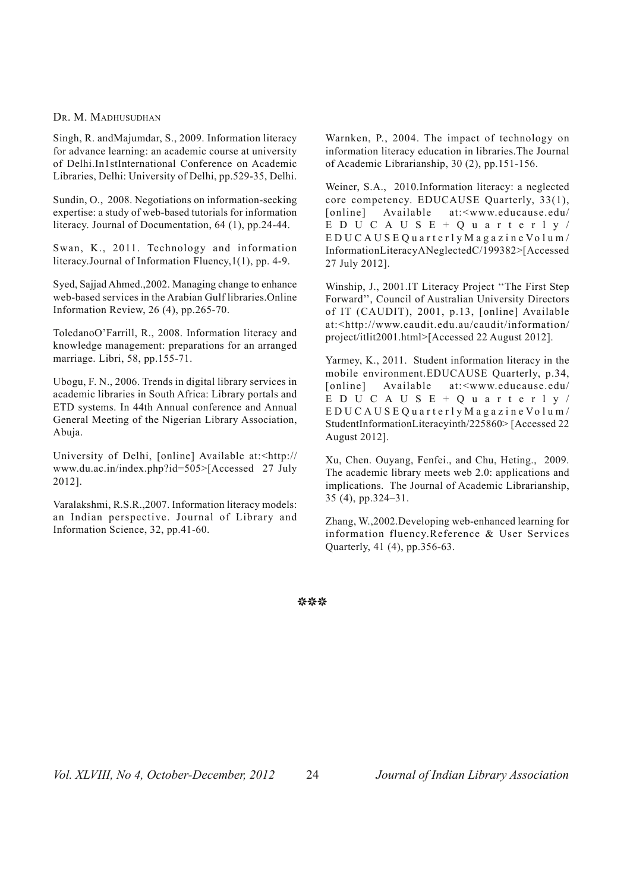Singh, R. andMajumdar, S., 2009. Information literacy for advance learning: an academic course at university of Delhi.In1stInternational Conference on Academic Libraries, Delhi: University of Delhi, pp.529-35, Delhi.

Sundin, O., 2008. Negotiations on information-seeking expertise: a study of web-based tutorials for information literacy. Journal of Documentation, 64 (1), pp.24-44.

Swan, K., 2011. Technology and information literacy.Journal of Information Fluency,1(1), pp. 4-9.

Syed, Sajjad Ahmed.,2002. Managing change to enhance web-based services in the Arabian Gulf libraries.Online Information Review, 26 (4), pp.265-70.

ToledanoO'Farrill, R., 2008. Information literacy and knowledge management: preparations for an arranged marriage. Libri, 58, pp.155-71.

Ubogu, F. N., 2006. Trends in digital library services in academic libraries in South Africa: Library portals and ETD systems. In 44th Annual conference and Annual General Meeting of the Nigerian Library Association, Abuja.

University of Delhi, [online] Available at:<http://www.du.ac.in/index.php?id=505>[Accessed 27 July 2012].

Varalakshmi, R.S.R.,2007. Information literacy models: an Indian perspective. Journal of Library and Information Science, 32, pp.41-60.

Warnken, P., 2004. The impact of technology on information literacy education in libraries.The Journal of Academic Librarianship, 30 (2), pp.151-156.

Weiner, S.A., 2010.Information literacy: a neglected core competency. EDUCAUSE Quarterly, 33(1), [online] Available at:<www.educause.edu/EDUCAUSE+Quarterly/EDUCAUSEQuarterlyMagazineVolum/InformationLiteracyANeglectedC/199382>[Accessed 27 July 2012].

Winship, J., 2001.IT Literacy Project ''The First Step Forward'', Council of Australian University Directors of IT (CAUDIT), 2001, p.13, [online] Available at:<http://www.caudit.edu.au/caudit/information/project/itlit2001.html>[Accessed 22 August 2012].

Yarmey, K., 2011. Student information literacy in the mobile environment.EDUCAUSE Quarterly, p.34, [online] Available at:<www.educause.edu/EDUCAUSE+Quarterly/EDUCAUSEQuarterlyMagazineVolum/StudentInformationLiteracyinth/225860> [Accessed 22 August 2012].

Xu, Chen. Ouyang, Fenfei., and Chu, Heting., 2009. The academic library meets web 2.0: applications and implications. The Journal of Academic Librarianship, 35 (4), pp.324–31.

Zhang, W.,2002.Developing web-enhanced learning for information fluency.Reference & User Services Quarterly, 41 (4), pp.356-63.

❋❋❋